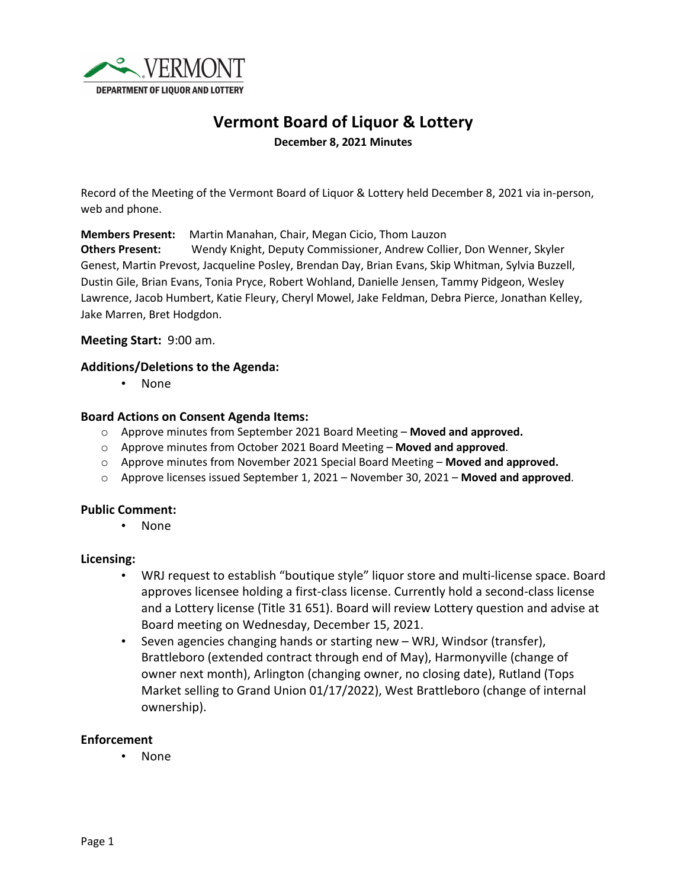VERMONT
DEPARTMENT OF LIQUOR AND LOTTERY

# Vermont Board of Liquor & Lottery

**December 8, 2021 Minutes**

Record of the Meeting of the Vermont Board of Liquor & Lottery held December 8, 2021 via in-person, web and phone.

**Members Present:** Martin Manahan, Chair, Megan Cicio, Thom Lauzon
**Others Present:** Wendy Knight, Deputy Commissioner, Andrew Collier, Don Wenner, Skyler Genest, Martin Prevost, Jacqueline Posley, Brendan Day, Brian Evans, Skip Whitman, Sylvia Buzzell, Dustin Gile, Brian Evans, Tonia Pryce, Robert Wohland, Danielle Jensen, Tammy Pidgeon, Wesley Lawrence, Jacob Humbert, Katie Fleury, Cheryl Mowel, Jake Feldman, Debra Pierce, Jonathan Kelley, Jake Marren, Bret Hodgdon.

**Meeting Start:** 9:00 am.

### Additions/Deletions to the Agenda:

- None

### Board Actions on Consent Agenda Items:

- Approve minutes from September 2021 Board Meeting – **Moved and approved.**
- Approve minutes from October 2021 Board Meeting – **Moved and approved**.
- Approve minutes from November 2021 Special Board Meeting – **Moved and approved.**
- Approve licenses issued September 1, 2021 – November 30, 2021 – **Moved and approved**.

### Public Comment:

- None

### Licensing:

- WRJ request to establish "boutique style" liquor store and multi-license space. Board approves licensee holding a first-class license. Currently hold a second-class license and a Lottery license (Title 31 651). Board will review Lottery question and advise at Board meeting on Wednesday, December 15, 2021.
- Seven agencies changing hands or starting new – WRJ, Windsor (transfer), Brattleboro (extended contract through end of May), Harmonyville (change of owner next month), Arlington (changing owner, no closing date), Rutland (Tops Market selling to Grand Union 01/17/2022), West Brattleboro (change of internal ownership).

### Enforcement

- None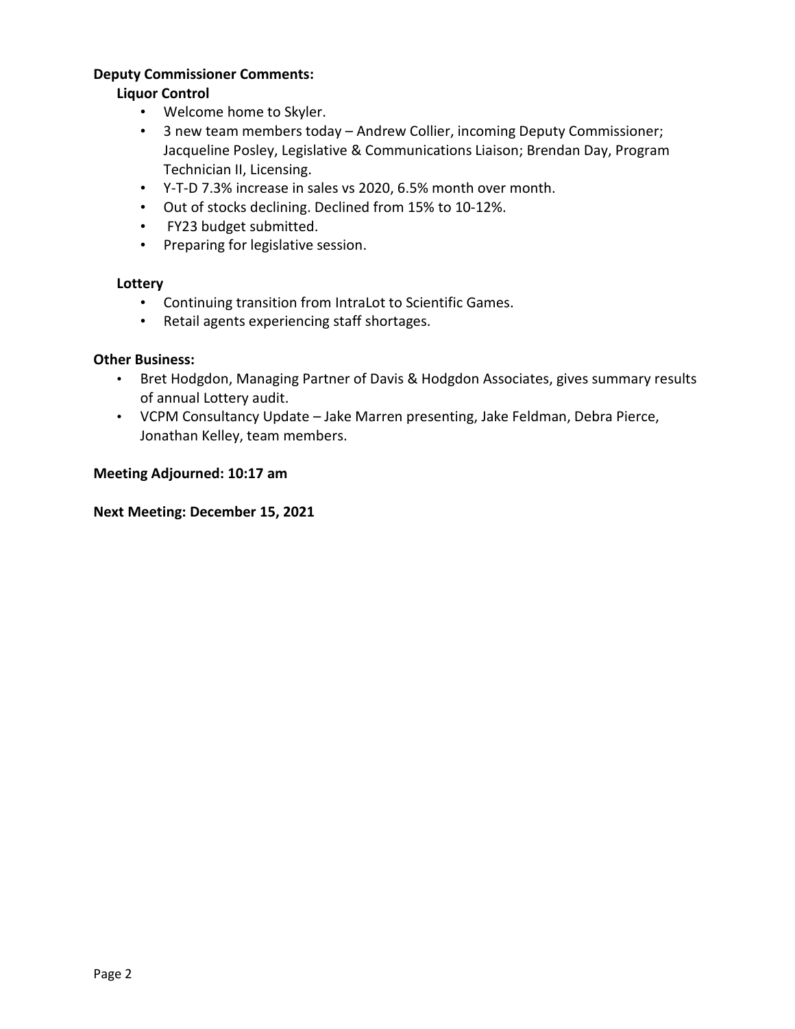**Deputy Commissioner Comments:**

**Liquor Control**

- Welcome home to Skyler.
- 3 new team members today – Andrew Collier, incoming Deputy Commissioner; Jacqueline Posley, Legislative & Communications Liaison; Brendan Day, Program Technician II, Licensing.
- Y-T-D 7.3% increase in sales vs 2020, 6.5% month over month.
- Out of stocks declining. Declined from 15% to 10-12%.
- FY23 budget submitted.
- Preparing for legislative session.

**Lottery**

- Continuing transition from IntraLot to Scientific Games.
- Retail agents experiencing staff shortages.

**Other Business:**

- Bret Hodgdon, Managing Partner of Davis & Hodgdon Associates, gives summary results of annual Lottery audit.
- VCPM Consultancy Update – Jake Marren presenting, Jake Feldman, Debra Pierce, Jonathan Kelley, team members.

**Meeting Adjourned: 10:17 am**

**Next Meeting: December 15, 2021**